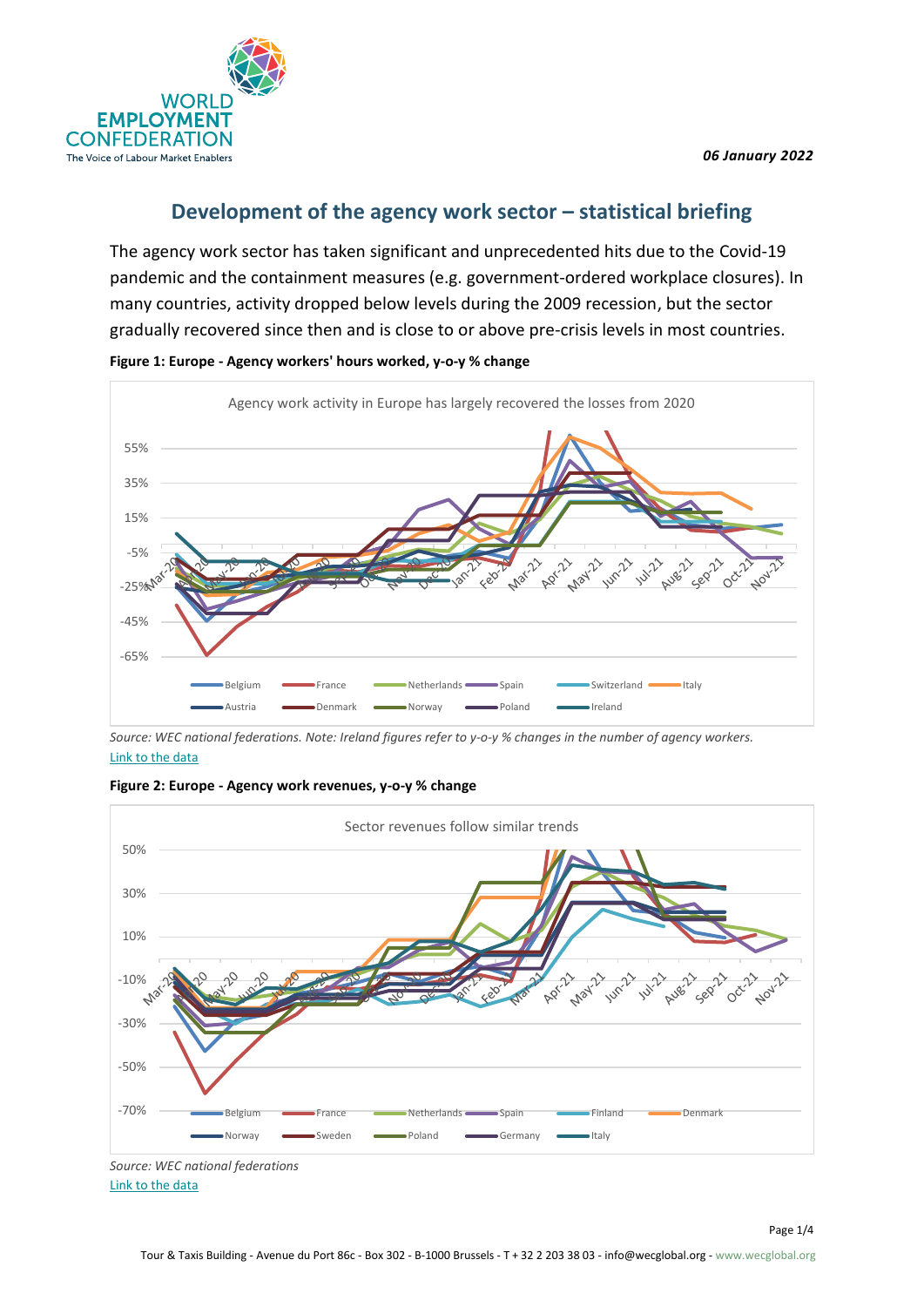## Development of the agency work sector – statistical briefing

The agency work sector has taken significant and unprecedented hits due to the Covid-19 pandemic and the containment measures (e.g. government-ordered workplace closures). In many countries, activity dropped below levels during the 2009 recession, but the sector gradually recovered since then and is close to or above pre-crisis levels in most countries.

**Figure 1: Europe - Agency workers' hours worked, y-o-y % change**

*Source: WEC national federations. Note: Ireland figures refer to y-o-y % changes in the number of agency workers.*
Link to the data

**Figure 2: Europe - Agency work revenues, y-o-y % change**

*Source: WEC national federations*
Link to the data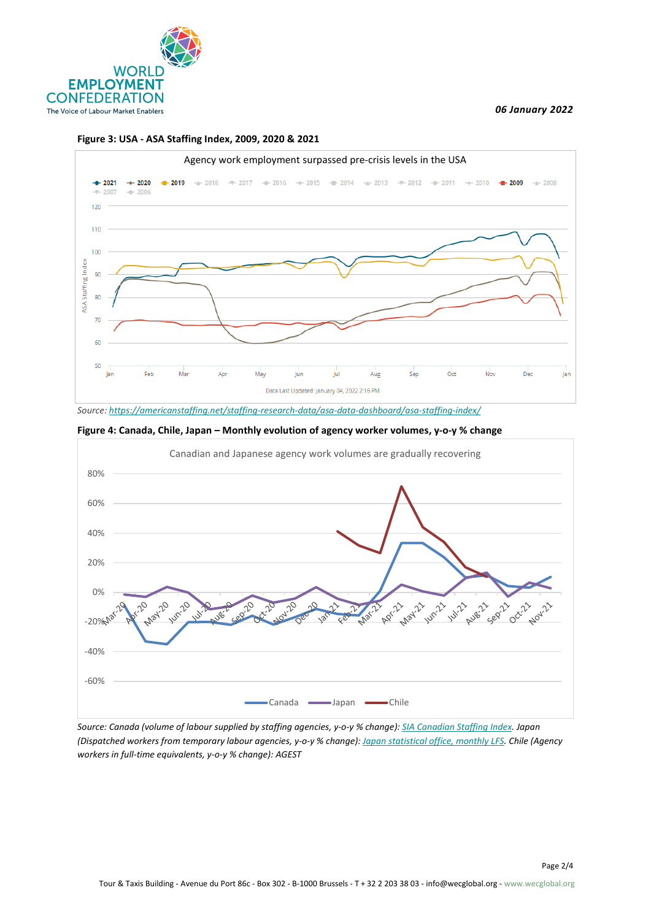06 January 2022

**Figure 3: USA - ASA Staffing Index, 2009, 2020 & 2021**

Agency work employment surpassed pre-crisis levels in the USA

*Source: https://americanstaffing.net/staffing-research-data/asa-data-dashboard/asa-staffing-index/*

**Figure 4: Canada, Chile, Japan – Monthly evolution of agency worker volumes, y-o-y % change**

Canadian and Japanese agency work volumes are gradually recovering

*Source: Canada (volume of labour supplied by staffing agencies, y-o-y % change): SIA Canadian Staffing Index. Japan (Dispatched workers from temporary labour agencies, y-o-y % change): Japan statistical office, monthly LFS. Chile (Agency workers in full-time equivalents, y-o-y % change): AGEST*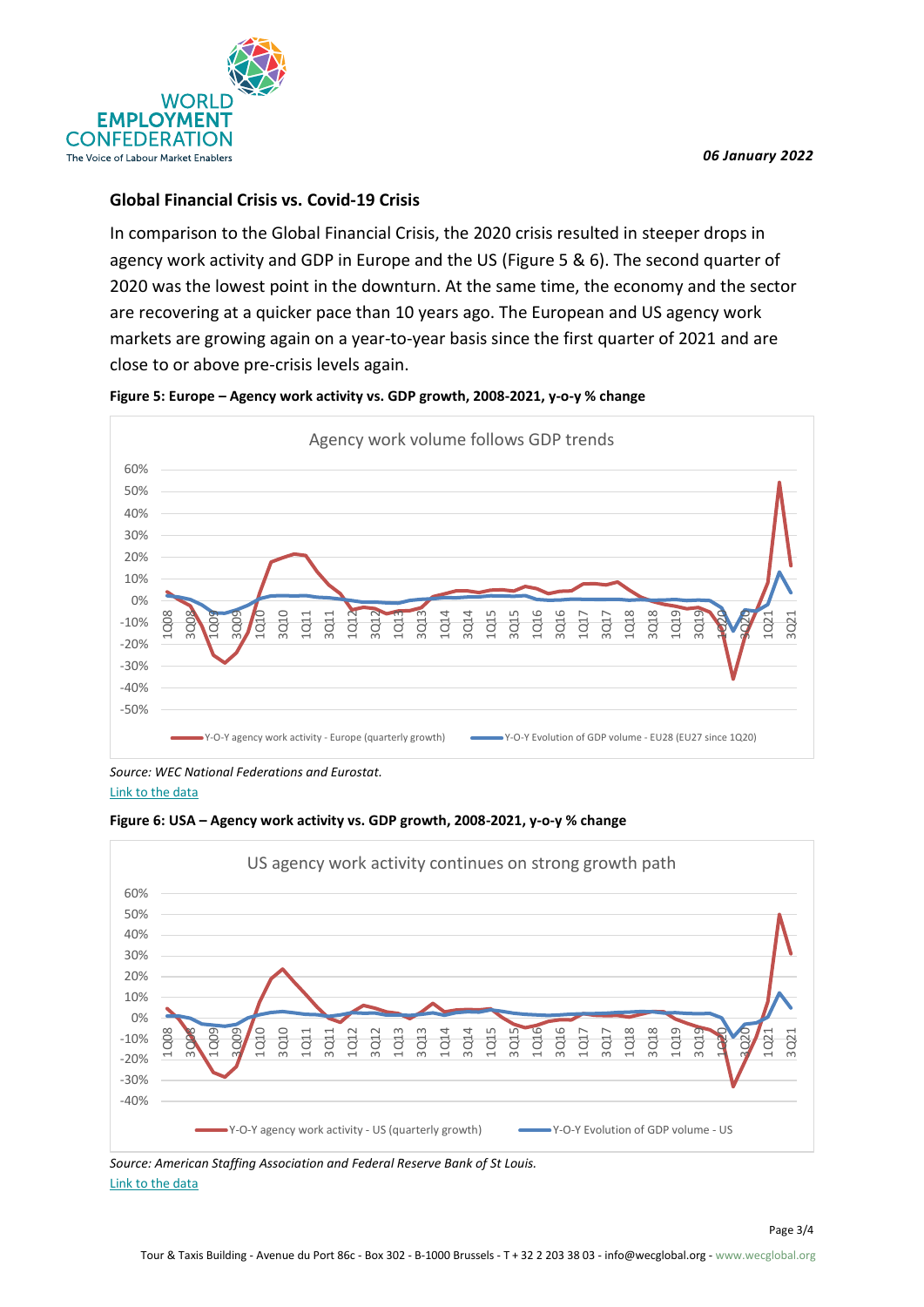06 January 2022

## Global Financial Crisis vs. Covid-19 Crisis

In comparison to the Global Financial Crisis, the 2020 crisis resulted in steeper drops in agency work activity and GDP in Europe and the US (Figure 5 & 6). The second quarter of 2020 was the lowest point in the downturn. At the same time, the economy and the sector are recovering at a quicker pace than 10 years ago. The European and US agency work markets are growing again on a year-to-year basis since the first quarter of 2021 and are close to or above pre-crisis levels again.

**Figure 5: Europe – Agency work activity vs. GDP growth, 2008-2021, y-o-y % change**

*Source: WEC National Federations and Eurostat.*
Link to the data

**Figure 6: USA – Agency work activity vs. GDP growth, 2008-2021, y-o-y % change**

*Source: American Staffing Association and Federal Reserve Bank of St Louis.*
Link to the data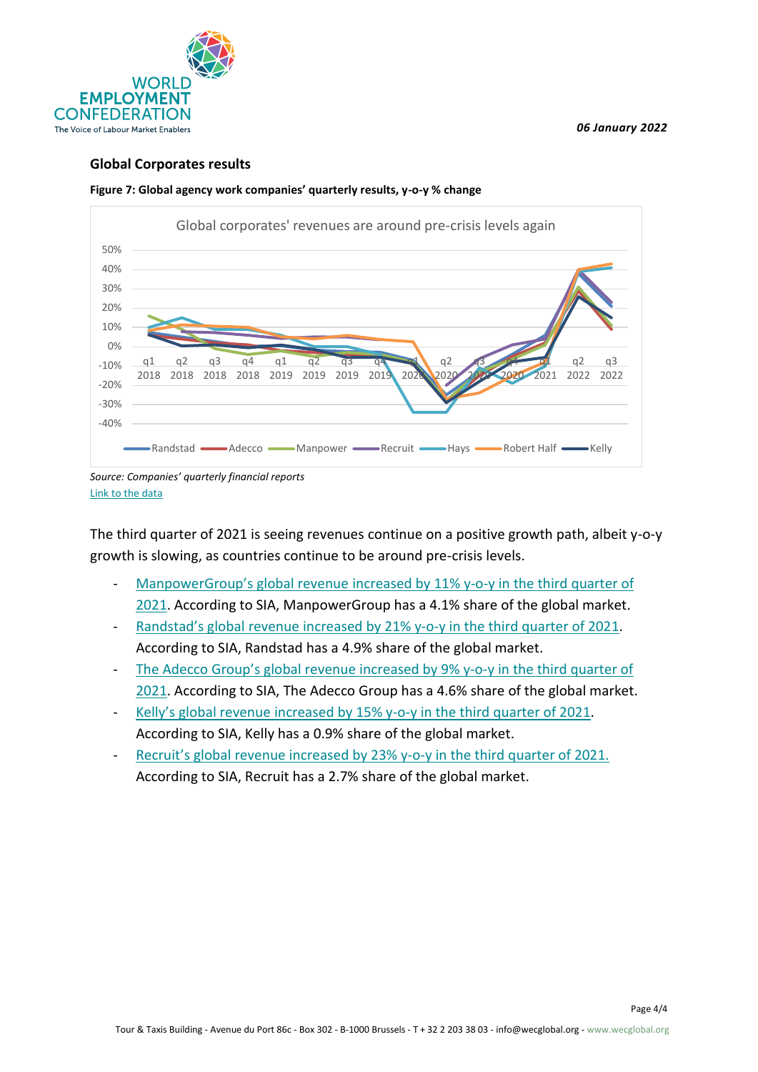06 January 2022

## Global Corporates results

**Figure 7: Global agency work companies' quarterly results, y-o-y % change**

Global corporates' revenues are around pre-crisis levels again

50%
40%
30%
20%
10%
0%
-10%
-20%
-30%
-40%

q1 2018, q2 2018, q3 2018, q4 2018, q1 2019, q2 2019, q3 2019, q4 2019, q1 2020, q2 2020, q3 2020, q4 2020, q1 2021, q2 2022, q3 2022

Randstad, Adecco, Manpower, Recruit, Hays, Robert Half, Kelly

*Source: Companies' quarterly financial reports*

[Link to the data](#)

The third quarter of 2021 is seeing revenues continue on a positive growth path, albeit y-o-y growth is slowing, as countries continue to be around pre-crisis levels.

- ManpowerGroup's global revenue increased by 11% y-o-y in the third quarter of 2021. According to SIA, ManpowerGroup has a 4.1% share of the global market.
- Randstad's global revenue increased by 21% y-o-y in the third quarter of 2021. According to SIA, Randstad has a 4.9% share of the global market.
- The Adecco Group's global revenue increased by 9% y-o-y in the third quarter of 2021. According to SIA, The Adecco Group has a 4.6% share of the global market.
- Kelly's global revenue increased by 15% y-o-y in the third quarter of 2021. According to SIA, Kelly has a 0.9% share of the global market.
- Recruit's global revenue increased by 23% y-o-y in the third quarter of 2021. According to SIA, Recruit has a 2.7% share of the global market.